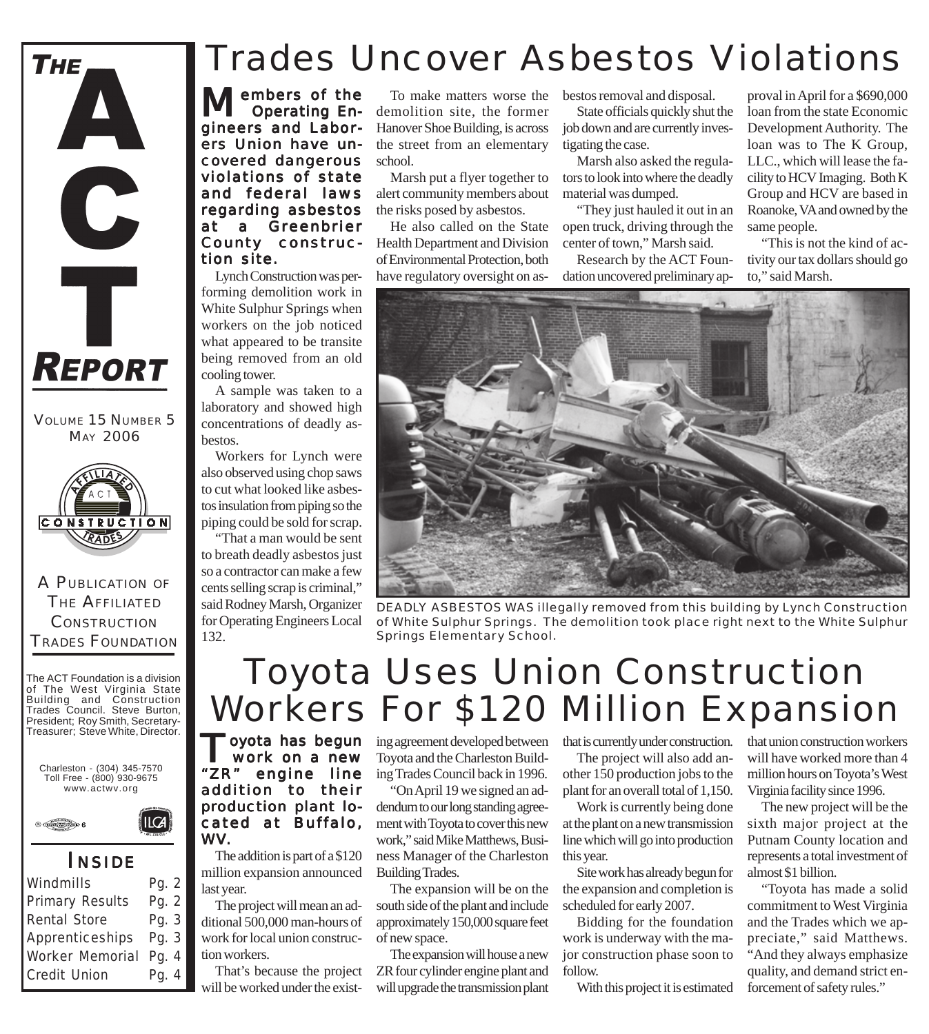# THE ACT REPORT

VOLUME 15 NUMBER 5
MAY 2006

A PUBLICATION OF THE AFFILIATED CONSTRUCTION TRADES FOUNDATION

The ACT Foundation is a division of The West Virginia State Building and Construction Trades Council. Steve Burton, President; Roy Smith, Secretary-Treasurer; Steve White, Director.

Charleston - (304) 345-7570
Toll Free - (800) 930-9675
www.actwv.org

## INSIDE

| | |
|---|---|
| Windmills | Pg. 2 |
| Primary Results | Pg. 2 |
| Rental Store | Pg. 3 |
| Apprenticeships | Pg. 3 |
| Worker Memorial | Pg. 4 |
| Credit Union | Pg. 4 |

# Trades Uncover Asbestos Violations

**Members of the Operating Engineers and Laborers Union have uncovered dangerous violations of state and federal laws regarding asbestos at a Greenbrier County construction site.**

Lynch Construction was performing demolition work in White Sulphur Springs when workers on the job noticed what appeared to be transite being removed from an old cooling tower.

A sample was taken to a laboratory and showed high concentrations of deadly asbestos.

Workers for Lynch were also observed using chop saws to cut what looked like asbestos insulation from piping so the piping could be sold for scrap.

"That a man would be sent to breath deadly asbestos just so a contractor can make a few cents selling scrap is criminal," said Rodney Marsh, Organizer for Operating Engineers Local 132.

To make matters worse the demolition site, the former Hanover Shoe Building, is across the street from an elementary school.

Marsh put a flyer together to alert community members about the risks posed by asbestos.

He also called on the State Health Department and Division of Environmental Protection, both have regulatory oversight on asbestos removal and disposal.

State officials quickly shut the job down and are currently investigating the case.

Marsh also asked the regulators to look into where the deadly material was dumped.

"They just hauled it out in an open truck, driving through the center of town," Marsh said.

Research by the ACT Foundation uncovered preliminary approval in April for a $690,000 loan from the state Economic Development Authority. The loan was to The K Group, LLC., which will lease the facility to HCV Imaging. Both K Group and HCV are based in Roanoke, VA and owned by the same people.

"This is not the kind of activity our tax dollars should go to," said Marsh.

DEADLY ASBESTOS WAS illegally removed from this building by Lynch Construction of White Sulphur Springs. The demolition took place right next to the White Sulphur Springs Elementary School.

# Toyota Uses Union Construction Workers For $120 Million Expansion

**Toyota has begun work on a new "ZR" engine line addition to their production plant located at Buffalo, WV.**

The addition is part of a $120 million expansion announced last year.

The project will mean an additional 500,000 man-hours of work for local union construction workers.

That's because the project will be worked under the existing agreement developed between Toyota and the Charleston Building Trades Council back in 1996.

"On April 19 we signed an addendum to our long standing agreement with Toyota to cover this new work," said Mike Matthews, Business Manager of the Charleston Building Trades.

The expansion will be on the south side of the plant and include approximately 150,000 square feet of new space.

The expansion will house a new ZR four cylinder engine plant and will upgrade the transmission plant that is currently under construction.

The project will also add another 150 production jobs to the plant for an overall total of 1,150.

Work is currently being done at the plant on a new transmission line which will go into production this year.

Site work has already begun for the expansion and completion is scheduled for early 2007.

Bidding for the foundation work is underway with the major construction phase soon to follow.

With this project it is estimated that union construction workers will have worked more than 4 million hours on Toyota's West Virginia facility since 1996.

The new project will be the sixth major project at the Putnam County location and represents a total investment of almost $1 billion.

"Toyota has made a solid commitment to West Virginia and the Trades which we appreciate," said Matthews. "And they always emphasize quality, and demand strict enforcement of safety rules."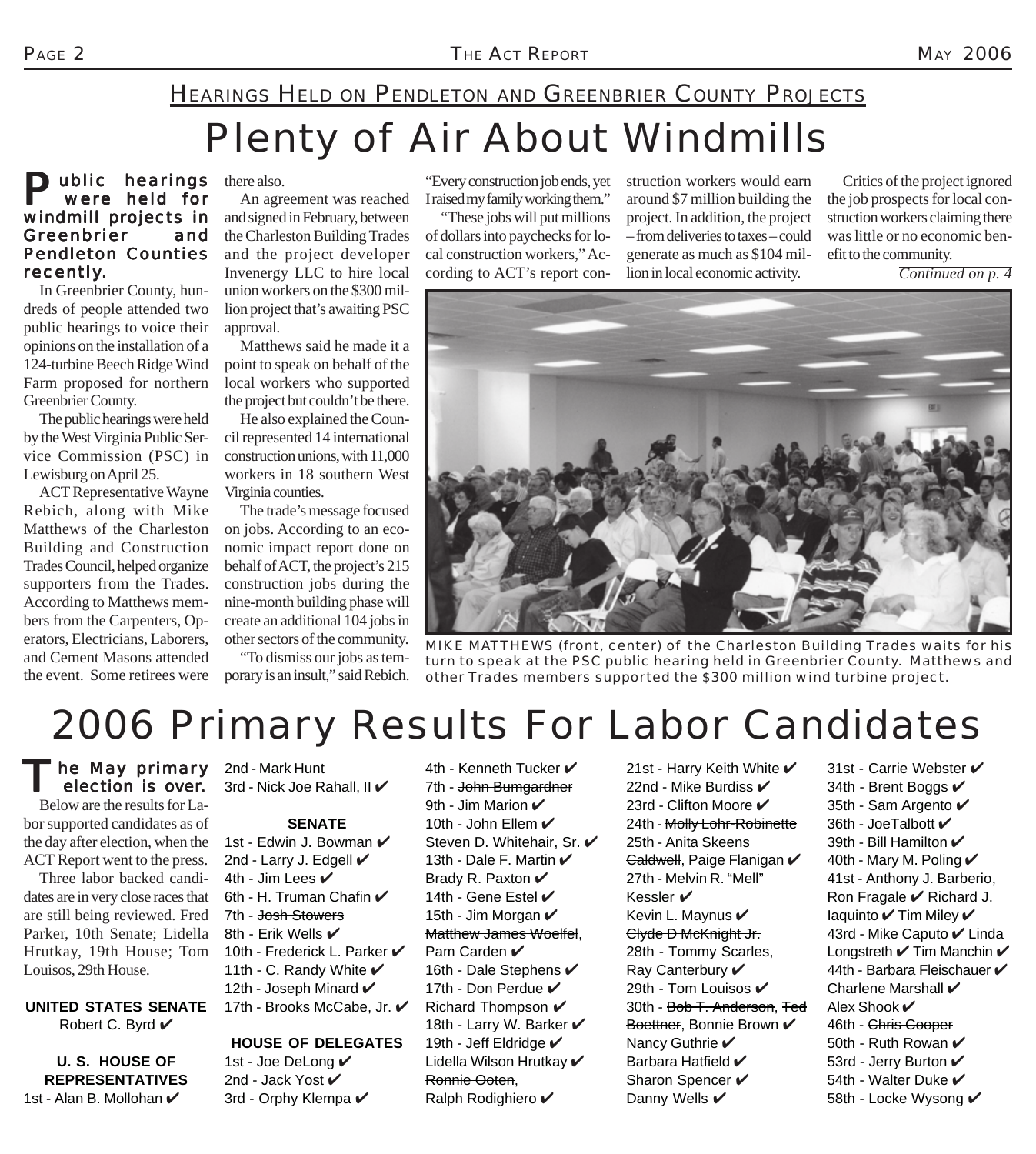## HEARINGS HELD ON PENDLETON AND GREENBRIER COUNTY PROJECTS

# Plenty of Air About Windmills

**Public hearings were held for windmill projects in Greenbrier and Pendleton Counties recently.**

In Greenbrier County, hundreds of people attended two public hearings to voice their opinions on the installation of a 124-turbine Beech Ridge Wind Farm proposed for northern Greenbrier County.

The public hearings were held by the West Virginia Public Service Commission (PSC) in Lewisburg on April 25.

ACT Representative Wayne Rebich, along with Mike Matthews of the Charleston Building and Construction Trades Council, helped organize supporters from the Trades. According to Matthews members from the Carpenters, Operators, Electricians, Laborers, and Cement Masons attended the event. Some retirees were there also.

An agreement was reached and signed in February, between the Charleston Building Trades and the project developer Invenergy LLC to hire local union workers on the $300 million project that's awaiting PSC approval.

Matthews said he made it a point to speak on behalf of the local workers who supported the project but couldn't be there.

He also explained the Council represented 14 international construction unions, with 11,000 workers in 18 southern West Virginia counties.

The trade's message focused on jobs. According to an economic impact report done on behalf of ACT, the project's 215 construction jobs during the nine-month building phase will create an additional 104 jobs in other sectors of the community.

"To dismiss our jobs as temporary is an insult," said Rebich. "Every construction job ends, yet I raised my family working them."

"These jobs will put millions of dollars into paychecks for local construction workers," According to ACT's report construction workers would earn around $7 million building the project. In addition, the project – from deliveries to taxes – could generate as much as $104 million in local economic activity.

Critics of the project ignored the job prospects for local construction workers claiming there was little or no economic benefit to the community.

*Continued on p. 4*

MIKE MATTHEWS (front, center) of the Charleston Building Trades waits for his turn to speak at the PSC public hearing held in Greenbrier County. Matthews and other Trades members supported the $300 million wind turbine project.

# 2006 Primary Results For Labor Candidates

**The May primary election is over.**

Below are the results for Labor supported candidates as of the day after election, when the ACT Report went to the press.

Three labor backed candidates are in very close races that are still being reviewed. Fred Parker, 10th Senate; Lidella Hrutkay, 19th House; Tom Louisos, 29th House.

**UNITED STATES SENATE**

Robert C. Byrd ✔

**U. S. HOUSE OF REPRESENTATIVES**

1st - Alan B. Mollohan ✔
2nd - ~~Mark Hunt~~
3rd - Nick Joe Rahall, II ✔

**SENATE**

1st - Edwin J. Bowman ✔
2nd - Larry J. Edgell ✔
4th - Jim Lees ✔
6th - H. Truman Chafin ✔
7th - ~~Josh Stowers~~
8th - Erik Wells ✔
10th - Frederick L. Parker ✔
11th - C. Randy White ✔
12th - Joseph Minard ✔
17th - Brooks McCabe, Jr. ✔

**HOUSE OF DELEGATES**

1st - Joe DeLong ✔
2nd - Jack Yost ✔
3rd - Orphy Klempa ✔
4th - Kenneth Tucker ✔
7th - ~~John Bumgardner~~
9th - Jim Marion ✔
10th - John Ellem ✔
Steven D. Whitehair, Sr. ✔
13th - Dale F. Martin ✔
Brady R. Paxton ✔
14th - Gene Estel ✔
15th - Jim Morgan ✔
~~Matthew James Woelfel~~, Pam Carden ✔
16th - Dale Stephens ✔
17th - Don Perdue ✔
Richard Thompson ✔
18th - Larry W. Barker ✔
19th - Jeff Eldridge ✔
Lidella Wilson Hrutkay ✔
~~Ronnie Ooten~~, Ralph Rodighiero ✔
21st - Harry Keith White ✔
22nd - Mike Burdiss ✔
23rd - Clifton Moore ✔
24th - ~~Molly Lohr-Robinette~~
25th - ~~Anita Skeens Caldwell~~, Paige Flanigan ✔
27th - Melvin R. "Mell" Kessler ✔
Kevin L. Maynus ✔
~~Clyde D McKnight Jr.~~
28th - ~~Tommy Searles~~, Ray Canterbury ✔
29th - Tom Louisos ✔
30th - ~~Bob T. Anderson~~, ~~Ted Boettner~~, Bonnie Brown ✔
Nancy Guthrie ✔
Barbara Hatfield ✔
Sharon Spencer ✔
Danny Wells ✔
31st - Carrie Webster ✔
34th - Brent Boggs ✔
35th - Sam Argento ✔
36th - JoeTalbott ✔
39th - Bill Hamilton ✔
40th - Mary M. Poling ✔
41st - ~~Anthony J. Barberio~~, Ron Fragale ✔ Richard J. Iaquinto ✔ Tim Miley ✔
43rd - Mike Caputo ✔ Linda Longstreth ✔ Tim Manchin ✔
44th - Barbara Fleischauer ✔
Charlene Marshall ✔
Alex Shook ✔
46th - ~~Chris Cooper~~
50th - Ruth Rowan ✔
53rd - Jerry Burton ✔
54th - Walter Duke ✔
58th - Locke Wysong ✔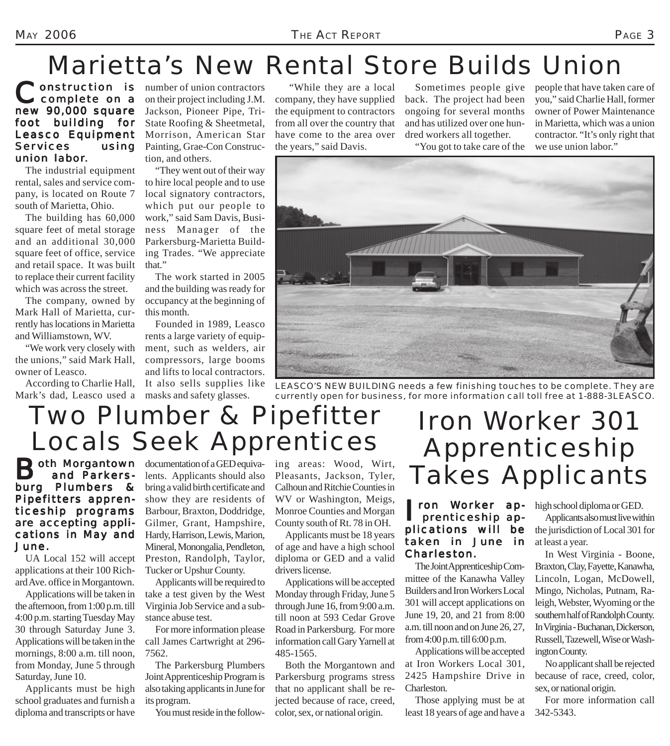# Marietta's New Rental Store Builds Union

**Construction is complete on a new 90,000 square foot building for Leasco Equipment Services using union labor.**

The industrial equipment rental, sales and service company, is located on Route 7 south of Marietta, Ohio.

The building has 60,000 square feet of metal storage and an additional 30,000 square feet of office, service and retail space. It was built to replace their current facility which was across the street.

The company, owned by Mark Hall of Marietta, currently has locations in Marietta and Williamstown, WV.

"We work very closely with the unions," said Mark Hall, owner of Leasco.

According to Charlie Hall, Mark's dad, Leasco used a number of union contractors on their project including J.M. Jackson, Pioneer Pipe, Tri-State Roofing & Sheetmetal, Morrison, American Star Painting, Grae-Con Construction, and others.

"They went out of their way to hire local people and to use local signatory contractors, which put our people to work," said Sam Davis, Business Manager of the Parkersburg-Marietta Building Trades. "We appreciate that."

The work started in 2005 and the building was ready for occupancy at the beginning of this month.

Founded in 1989, Leasco rents a large variety of equipment, such as welders, air compressors, large booms and lifts to local contractors. It also sells supplies like masks and safety glasses.

"While they are a local company, they have supplied the equipment to contractors from all over the country that have come to the area over the years," said Davis.

Sometimes people give back. The project had been ongoing for several months and has utilized over one hundred workers all together.

"You got to take care of the people that have taken care of you," said Charlie Hall, former owner of Power Maintenance in Marietta, which was a union contractor. "It's only right that we use union labor."

LEASCO'S NEW BUILDING needs a few finishing touches to be complete. They are currently open for business, for more information call toll free at 1-888-3LEASCO.

# Two Plumber & Pipefitter Locals Seek Apprentices

**Both Morgantown and Parkersburg Plumbers & Pipefitters apprenticeship programs are accepting applications in May and June.**

UA Local 152 will accept applications at their 100 Richard Ave. office in Morgantown.

Applications will be taken in the afternoon, from 1:00 p.m. till 4:00 p.m. starting Tuesday May 30 through Saturday June 3. Applications will be taken in the mornings, 8:00 a.m. till noon, from Monday, June 5 through Saturday, June 10.

Applicants must be high school graduates and furnish a diploma and transcripts or have documentation of a GED equivalents. Applicants should also bring a valid birth certificate and show they are residents of Barbour, Braxton, Doddridge, Gilmer, Grant, Hampshire, Hardy, Harrison, Lewis, Marion, Mineral, Monongalia, Pendleton, Preston, Randolph, Taylor, Tucker or Upshur County.

Applicants will be required to take a test given by the West Virginia Job Service and a substance abuse test.

For more information please call James Cartwright at 296-7562.

The Parkersburg Plumbers Joint Apprenticeship Program is also taking applicants in June for its program.

You must reside in the following areas: Wood, Wirt, Pleasants, Jackson, Tyler, Calhoun and Ritchie Counties in WV or Washington, Meigs, Monroe Counties and Morgan County south of Rt. 78 in OH.

Applicants must be 18 years of age and have a high school diploma or GED and a valid drivers license.

Applications will be accepted Monday through Friday, June 5 through June 16, from 9:00 a.m. till noon at 593 Cedar Grove Road in Parkersburg. For more information call Gary Yarnell at 485-1565.

Both the Morgantown and Parkersburg programs stress that no applicant shall be rejected because of race, creed, color, sex, or national origin.

# Iron Worker 301 Apprenticeship Takes Applicants

**Iron Worker apprenticeship applications will be taken in June in Charleston.**

The Joint Apprenticeship Committee of the Kanawha Valley Builders and Iron Workers Local 301 will accept applications on June 19, 20, and 21 from 8:00 a.m. till noon and on June 26, 27, from 4:00 p.m. till 6:00 p.m.

Applications will be accepted at Iron Workers Local 301, 2425 Hampshire Drive in Charleston.

Those applying must be at least 18 years of age and have a high school diploma or GED.

Applicants also must live within the jurisdiction of Local 301 for at least a year.

In West Virginia - Boone, Braxton, Clay, Fayette, Kanawha, Lincoln, Logan, McDowell, Mingo, Nicholas, Putnam, Raleigh, Webster, Wyoming or the southern half of Randolph County. In Virginia - Buchanan, Dickerson, Russell, Tazewell, Wise or Washington County.

No applicant shall be rejected because of race, creed, color, sex, or national origin.

For more information call 342-5343.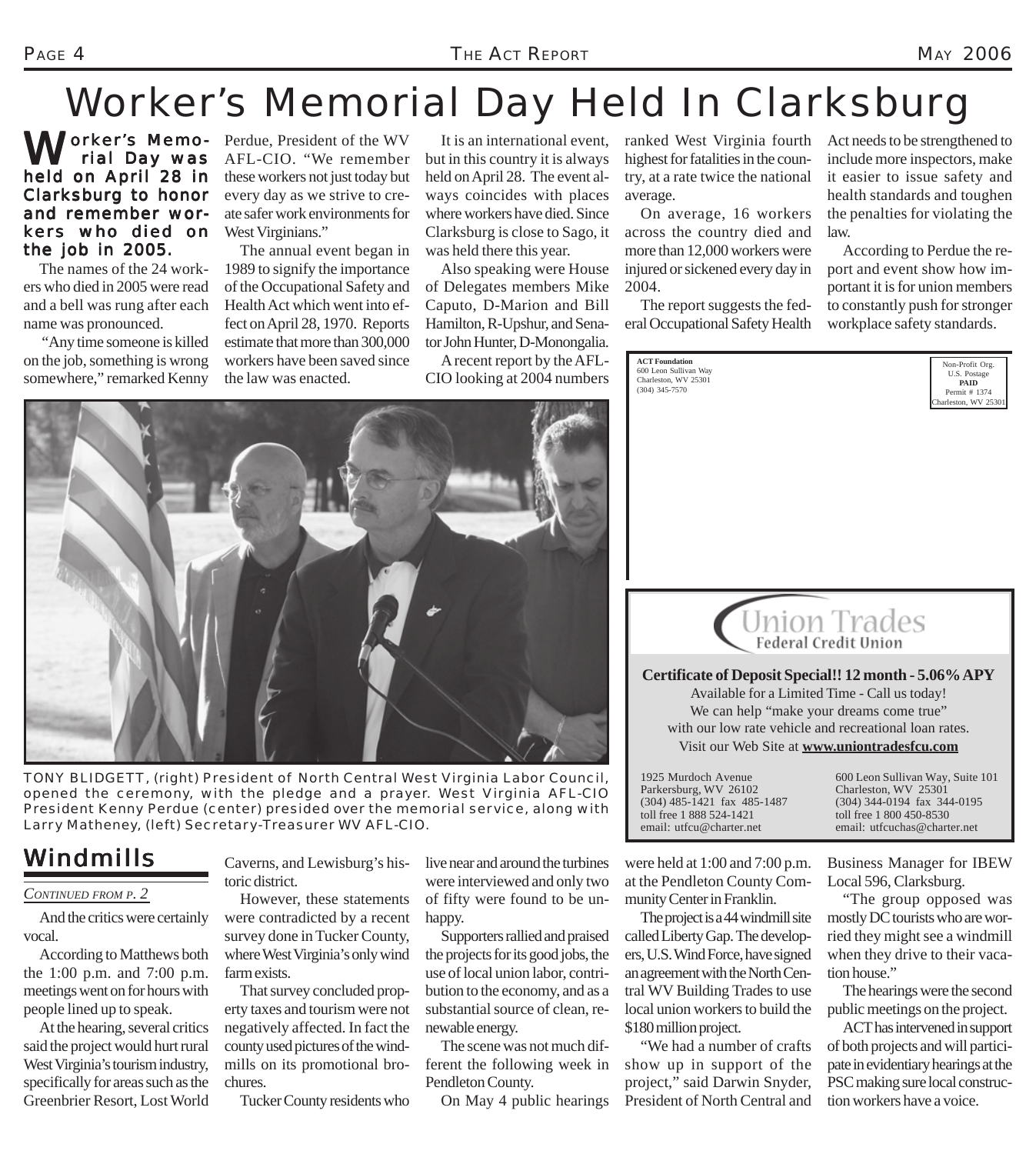# Worker's Memorial Day Held In Clarksburg

**Worker's Memorial Day was held on April 28 in Clarksburg to honor and remember workers who died on the job in 2005.**

The names of the 24 workers who died in 2005 were read and a bell was rung after each name was pronounced.

"Any time someone is killed on the job, something is wrong somewhere," remarked Kenny Perdue, President of the WV AFL-CIO. "We remember these workers not just today but every day as we strive to create safer work environments for West Virginians."

The annual event began in 1989 to signify the importance of the Occupational Safety and Health Act which went into effect on April 28, 1970. Reports estimate that more than 300,000 workers have been saved since the law was enacted.

It is an international event, but in this country it is always held on April 28. The event always coincides with places where workers have died. Since Clarksburg is close to Sago, it was held there this year.

Also speaking were House of Delegates members Mike Caputo, D-Marion and Bill Hamilton, R-Upshur, and Senator John Hunter, D-Monongalia.

A recent report by the AFL-CIO looking at 2004 numbers ranked West Virginia fourth highest for fatalities in the country, at a rate twice the national average.

On average, 16 workers across the country died and more than 12,000 workers were injured or sickened every day in 2004.

The report suggests the federal Occupational Safety Health Act needs to be strengthened to include more inspectors, make it easier to issue safety and health standards and toughen the penalties for violating the law.

According to Perdue the report and event show how important it is for union members to constantly push for stronger workplace safety standards.

TONY BLIDGETT, (right) President of North Central West Virginia Labor Council, opened the ceremony, with the pledge and a prayer. West Virginia AFL-CIO President Kenny Perdue (center) presided over the memorial service, along with Larry Matheney, (left) Secretary-Treasurer WV AFL-CIO.

ACT Foundation
600 Leon Sullivan Way
Charleston, WV 25301
(304) 345-7570

Non-Profit Org.
U.S. Postage
**PAID**
Permit # 1374
Charleston, WV 25301

Union Trades
Federal Credit Union

**Certificate of Deposit Special!! 12 month - 5.06% APY**

Available for a Limited Time - Call us today!
We can help "make your dreams come true"
with our low rate vehicle and recreational loan rates.
Visit our Web Site at **www.uniontradesfcu.com**

1925 Murdoch Avenue
Parkersburg, WV 26102
(304) 485-1421 fax 485-1487
toll free 1 888 524-1421
email: utfcu@charter.net

600 Leon Sullivan Way, Suite 101
Charleston, WV 25301
(304) 344-0194 fax 344-0195
toll free 1 800 450-8530
email: utfcuchas@charter.net

## Windmills

*CONTINUED FROM P. 2*

And the critics were certainly vocal.

According to Matthews both the 1:00 p.m. and 7:00 p.m. meetings went on for hours with people lined up to speak.

At the hearing, several critics said the project would hurt rural West Virginia's tourism industry, specifically for areas such as the Greenbrier Resort, Lost World Caverns, and Lewisburg's historic district.

However, these statements were contradicted by a recent survey done in Tucker County, where West Virginia's only wind farm exists.

That survey concluded property taxes and tourism were not negatively affected. In fact the county used pictures of the windmills on its promotional brochures.

Tucker County residents who live near and around the turbines were interviewed and only two of fifty were found to be unhappy.

Supporters rallied and praised the projects for its good jobs, the use of local union labor, contribution to the economy, and as a substantial source of clean, renewable energy.

The scene was not much different the following week in Pendleton County.

On May 4 public hearings were held at 1:00 and 7:00 p.m. at the Pendleton County Community Center in Franklin.

The project is a 44 windmill site called Liberty Gap. The developers, U.S. Wind Force, have signed an agreement with the North Central WV Building Trades to use local union workers to build the $180 million project.

"We had a number of crafts show up in support of the project," said Darwin Snyder, President of North Central and Business Manager for IBEW Local 596, Clarksburg.

"The group opposed was mostly DC tourists who are worried they might see a windmill when they drive to their vacation house."

The hearings were the second public meetings on the project.

ACT has intervened in support of both projects and will participate in evidentiary hearings at the PSC making sure local construction workers have a voice.